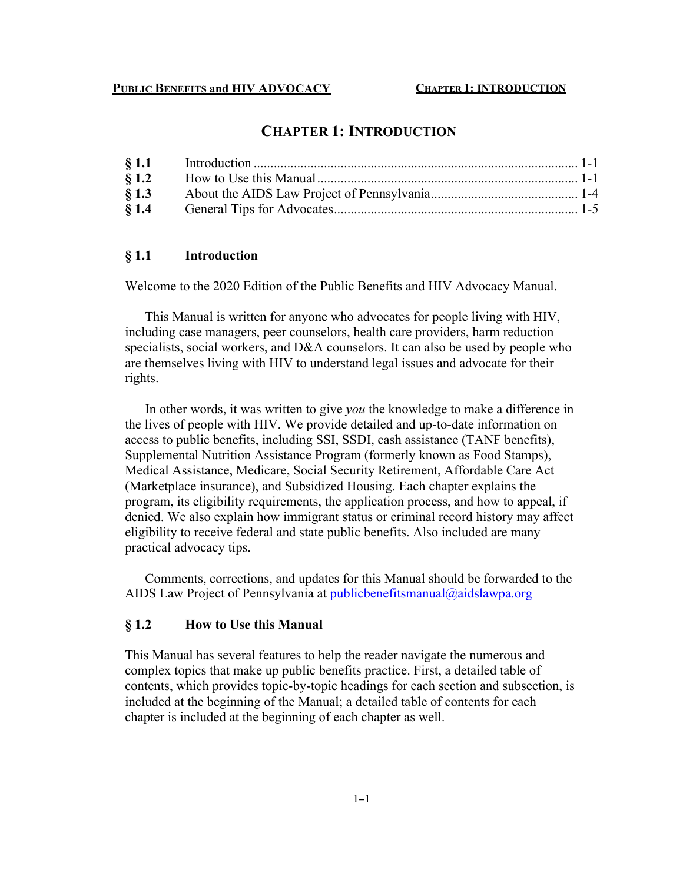# CHAPTER 1: INTRODUCTION

| | | |
|---|---|---|
| **§ 1.1** | Introduction | 1-1 |
| **§ 1.2** | How to Use this Manual | 1-1 |
| **§ 1.3** | About the AIDS Law Project of Pennsylvania | 1-4 |
| **§ 1.4** | General Tips for Advocates | 1-5 |

## § 1.1 Introduction

Welcome to the 2020 Edition of the Public Benefits and HIV Advocacy Manual.

This Manual is written for anyone who advocates for people living with HIV, including case managers, peer counselors, health care providers, harm reduction specialists, social workers, and D&A counselors. It can also be used by people who are themselves living with HIV to understand legal issues and advocate for their rights.

In other words, it was written to give *you* the knowledge to make a difference in the lives of people with HIV. We provide detailed and up-to-date information on access to public benefits, including SSI, SSDI, cash assistance (TANF benefits), Supplemental Nutrition Assistance Program (formerly known as Food Stamps), Medical Assistance, Medicare, Social Security Retirement, Affordable Care Act (Marketplace insurance), and Subsidized Housing. Each chapter explains the program, its eligibility requirements, the application process, and how to appeal, if denied. We also explain how immigrant status or criminal record history may affect eligibility to receive federal and state public benefits. Also included are many practical advocacy tips.

Comments, corrections, and updates for this Manual should be forwarded to the AIDS Law Project of Pennsylvania at publicbenefitsmanual@aidslawpa.org

## § 1.2 How to Use this Manual

This Manual has several features to help the reader navigate the numerous and complex topics that make up public benefits practice. First, a detailed table of contents, which provides topic-by-topic headings for each section and subsection, is included at the beginning of the Manual; a detailed table of contents for each chapter is included at the beginning of each chapter as well.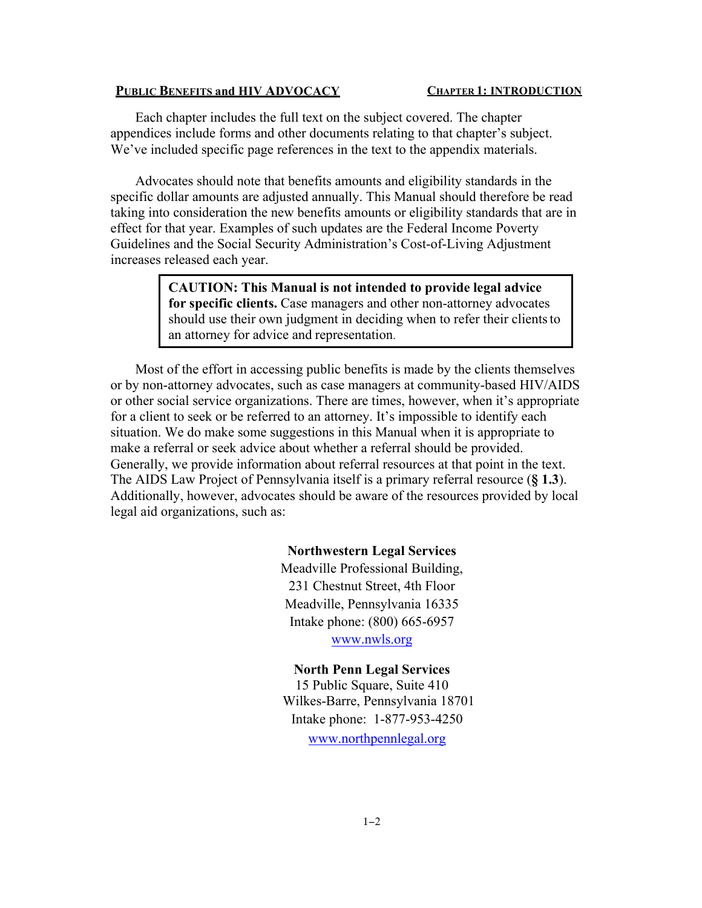Each chapter includes the full text on the subject covered. The chapter appendices include forms and other documents relating to that chapter's subject. We've included specific page references in the text to the appendix materials.

Advocates should note that benefits amounts and eligibility standards in the specific dollar amounts are adjusted annually. This Manual should therefore be read taking into consideration the new benefits amounts or eligibility standards that are in effect for that year. Examples of such updates are the Federal Income Poverty Guidelines and the Social Security Administration's Cost-of-Living Adjustment increases released each year.

> **CAUTION: This Manual is not intended to provide legal advice for specific clients.** Case managers and other non-attorney advocates should use their own judgment in deciding when to refer their clients to an attorney for advice and representation.

Most of the effort in accessing public benefits is made by the clients themselves or by non-attorney advocates, such as case managers at community-based HIV/AIDS or other social service organizations. There are times, however, when it's appropriate for a client to seek or be referred to an attorney. It's impossible to identify each situation. We do make some suggestions in this Manual when it is appropriate to make a referral or seek advice about whether a referral should be provided. Generally, we provide information about referral resources at that point in the text. The AIDS Law Project of Pennsylvania itself is a primary referral resource (**§ 1.3**). Additionally, however, advocates should be aware of the resources provided by local legal aid organizations, such as:

**Northwestern Legal Services**
Meadville Professional Building,
231 Chestnut Street, 4th Floor
Meadville, Pennsylvania 16335
Intake phone: (800) 665-6957
www.nwls.org

**North Penn Legal Services**
15 Public Square, Suite 410
Wilkes-Barre, Pennsylvania 18701
Intake phone: 1-877-953-4250
www.northpennlegal.org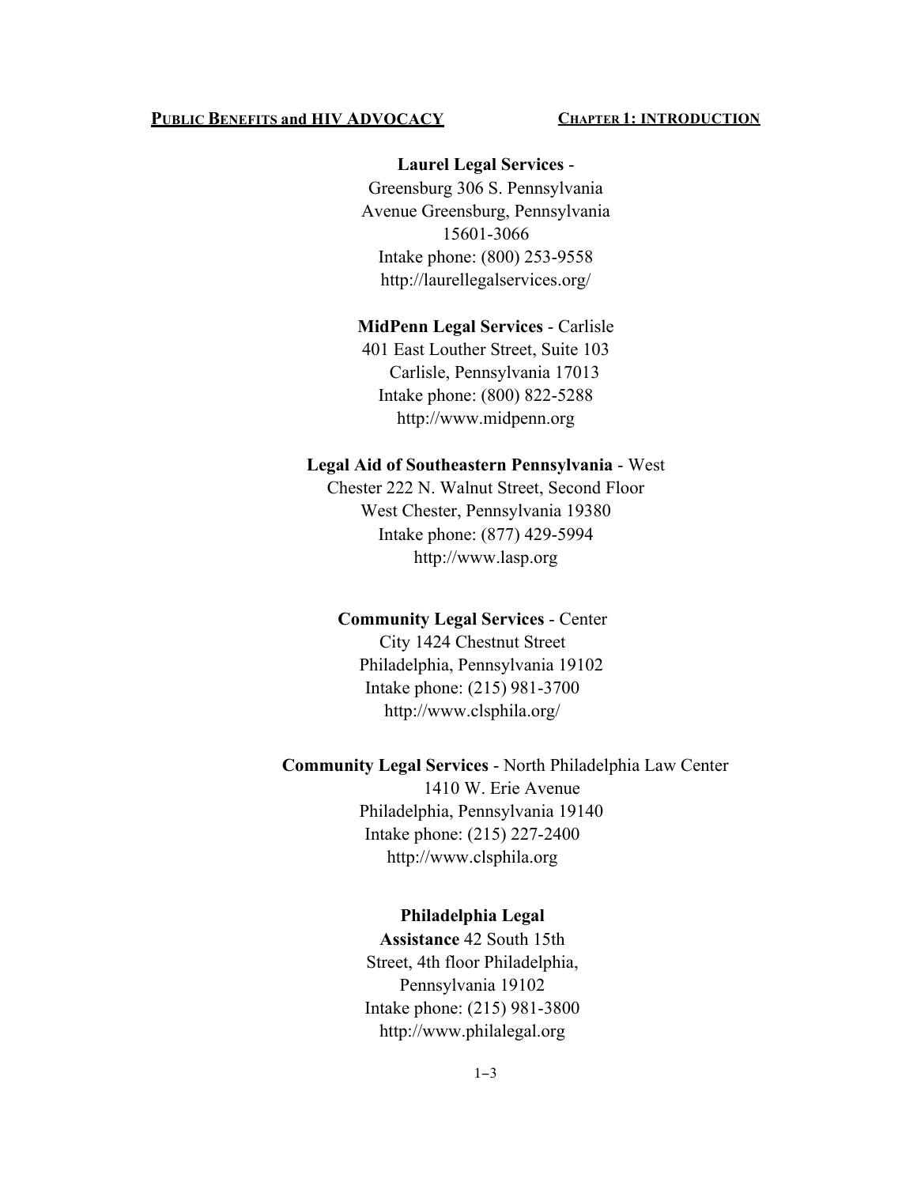**Laurel Legal Services** -
Greensburg 306 S. Pennsylvania
Avenue Greensburg, Pennsylvania
15601-3066
Intake phone: (800) 253-9558
http://laurellegalservices.org/

**MidPenn Legal Services** - Carlisle
401 East Louther Street, Suite 103
Carlisle, Pennsylvania 17013
Intake phone: (800) 822-5288
http://www.midpenn.org

**Legal Aid of Southeastern Pennsylvania** - West
Chester 222 N. Walnut Street, Second Floor
West Chester, Pennsylvania 19380
Intake phone: (877) 429-5994
http://www.lasp.org

**Community Legal Services** - Center
City 1424 Chestnut Street
Philadelphia, Pennsylvania 19102
Intake phone: (215) 981-3700
http://www.clsphila.org/

**Community Legal Services** - North Philadelphia Law Center
1410 W. Erie Avenue
Philadelphia, Pennsylvania 19140
Intake phone: (215) 227-2400
http://www.clsphila.org

**Philadelphia Legal
Assistance** 42 South 15th
Street, 4th floor Philadelphia,
Pennsylvania 19102
Intake phone: (215) 981-3800
http://www.philalegal.org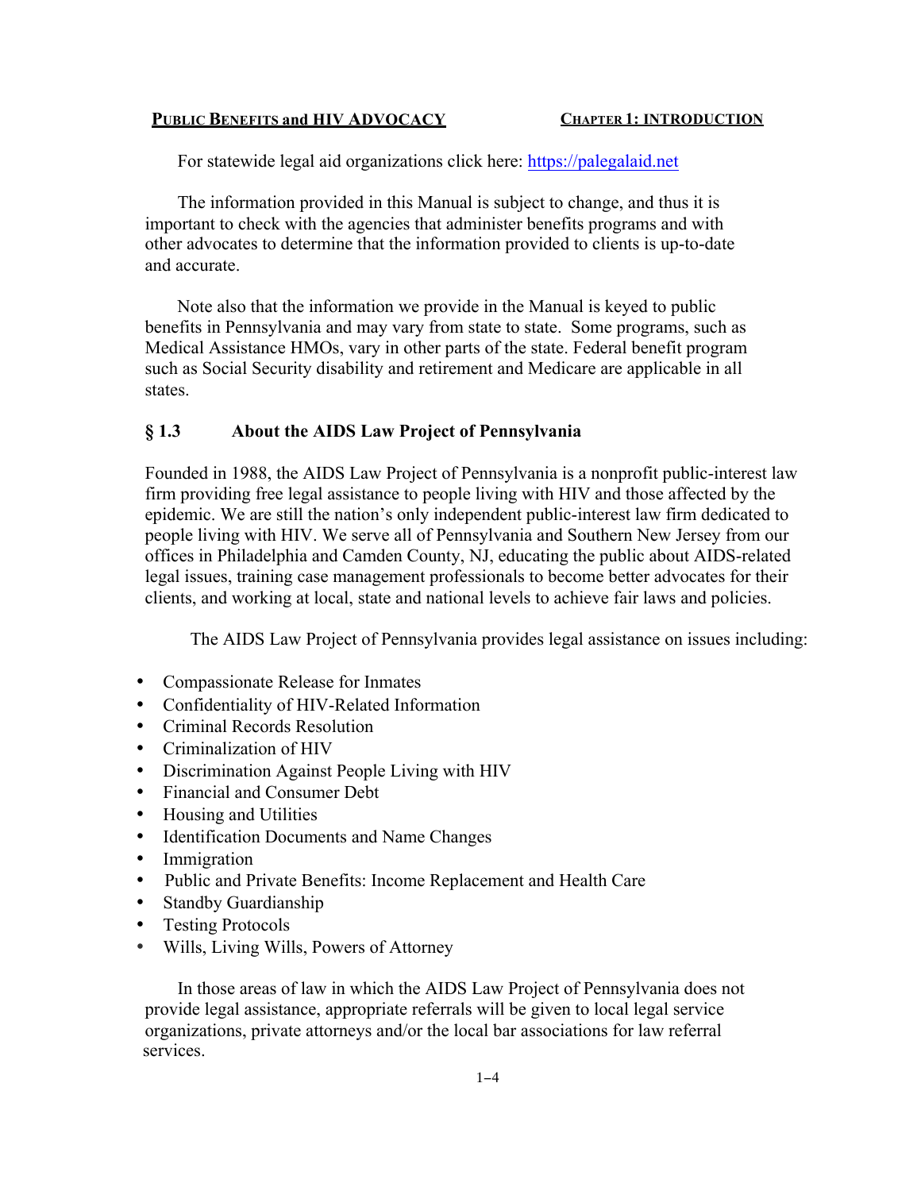For statewide legal aid organizations click here: [https://palegalaid.net](https://palegalaid.net)

The information provided in this Manual is subject to change, and thus it is important to check with the agencies that administer benefits programs and with other advocates to determine that the information provided to clients is up-to-date and accurate.

Note also that the information we provide in the Manual is keyed to public benefits in Pennsylvania and may vary from state to state. Some programs, such as Medical Assistance HMOs, vary in other parts of the state. Federal benefit program such as Social Security disability and retirement and Medicare are applicable in all states.

## § 1.3 About the AIDS Law Project of Pennsylvania

Founded in 1988, the AIDS Law Project of Pennsylvania is a nonprofit public-interest law firm providing free legal assistance to people living with HIV and those affected by the epidemic. We are still the nation's only independent public-interest law firm dedicated to people living with HIV. We serve all of Pennsylvania and Southern New Jersey from our offices in Philadelphia and Camden County, NJ, educating the public about AIDS-related legal issues, training case management professionals to become better advocates for their clients, and working at local, state and national levels to achieve fair laws and policies.

The AIDS Law Project of Pennsylvania provides legal assistance on issues including:

- Compassionate Release for Inmates
- Confidentiality of HIV-Related Information
- Criminal Records Resolution
- Criminalization of HIV
- Discrimination Against People Living with HIV
- Financial and Consumer Debt
- Housing and Utilities
- Identification Documents and Name Changes
- Immigration
- Public and Private Benefits: Income Replacement and Health Care
- Standby Guardianship
- Testing Protocols
- Wills, Living Wills, Powers of Attorney

In those areas of law in which the AIDS Law Project of Pennsylvania does not provide legal assistance, appropriate referrals will be given to local legal service organizations, private attorneys and/or the local bar associations for law referral services.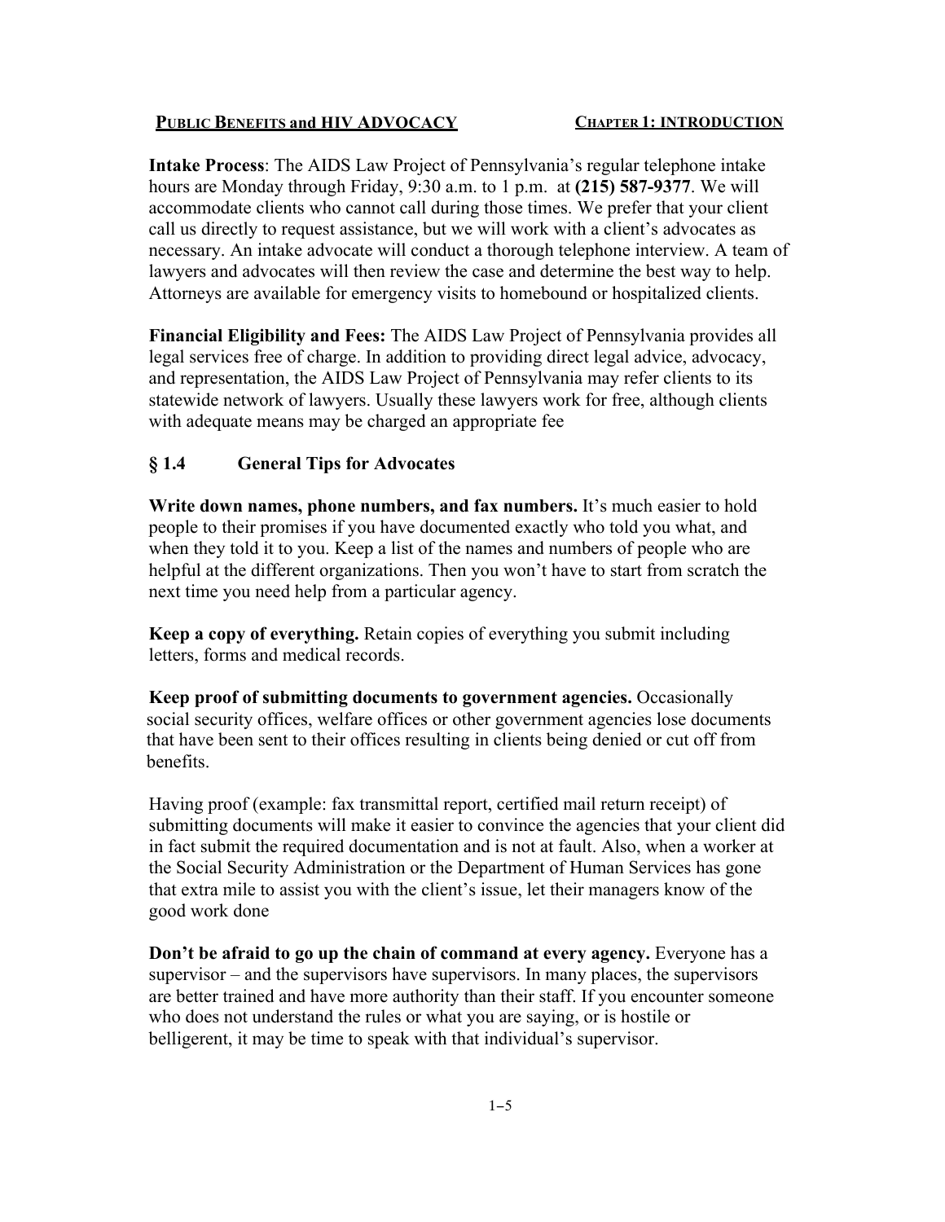**Intake Process**: The AIDS Law Project of Pennsylvania's regular telephone intake hours are Monday through Friday, 9:30 a.m. to 1 p.m. at **(215) 587-9377**. We will accommodate clients who cannot call during those times. We prefer that your client call us directly to request assistance, but we will work with a client's advocates as necessary. An intake advocate will conduct a thorough telephone interview. A team of lawyers and advocates will then review the case and determine the best way to help. Attorneys are available for emergency visits to homebound or hospitalized clients.

**Financial Eligibility and Fees:** The AIDS Law Project of Pennsylvania provides all legal services free of charge. In addition to providing direct legal advice, advocacy, and representation, the AIDS Law Project of Pennsylvania may refer clients to its statewide network of lawyers. Usually these lawyers work for free, although clients with adequate means may be charged an appropriate fee

## § 1.4 General Tips for Advocates

**Write down names, phone numbers, and fax numbers.** It's much easier to hold people to their promises if you have documented exactly who told you what, and when they told it to you. Keep a list of the names and numbers of people who are helpful at the different organizations. Then you won't have to start from scratch the next time you need help from a particular agency.

**Keep a copy of everything.** Retain copies of everything you submit including letters, forms and medical records.

**Keep proof of submitting documents to government agencies.** Occasionally social security offices, welfare offices or other government agencies lose documents that have been sent to their offices resulting in clients being denied or cut off from benefits.

Having proof (example: fax transmittal report, certified mail return receipt) of submitting documents will make it easier to convince the agencies that your client did in fact submit the required documentation and is not at fault. Also, when a worker at the Social Security Administration or the Department of Human Services has gone that extra mile to assist you with the client's issue, let their managers know of the good work done

**Don't be afraid to go up the chain of command at every agency.** Everyone has a supervisor – and the supervisors have supervisors. In many places, the supervisors are better trained and have more authority than their staff. If you encounter someone who does not understand the rules or what you are saying, or is hostile or belligerent, it may be time to speak with that individual's supervisor.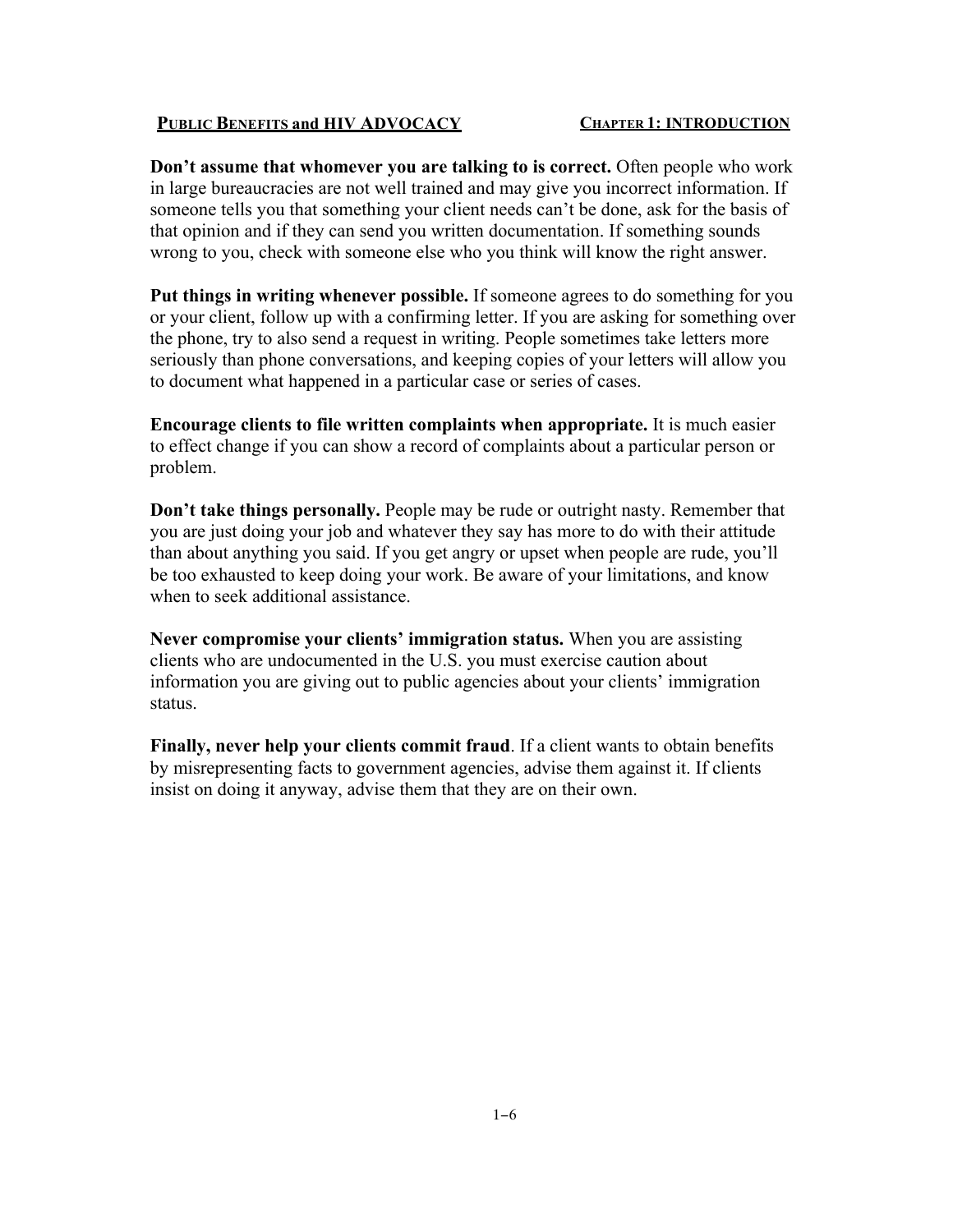**Don't assume that whomever you are talking to is correct.** Often people who work in large bureaucracies are not well trained and may give you incorrect information. If someone tells you that something your client needs can't be done, ask for the basis of that opinion and if they can send you written documentation. If something sounds wrong to you, check with someone else who you think will know the right answer.

**Put things in writing whenever possible.** If someone agrees to do something for you or your client, follow up with a confirming letter. If you are asking for something over the phone, try to also send a request in writing. People sometimes take letters more seriously than phone conversations, and keeping copies of your letters will allow you to document what happened in a particular case or series of cases.

**Encourage clients to file written complaints when appropriate.** It is much easier to effect change if you can show a record of complaints about a particular person or problem.

**Don't take things personally.** People may be rude or outright nasty. Remember that you are just doing your job and whatever they say has more to do with their attitude than about anything you said. If you get angry or upset when people are rude, you'll be too exhausted to keep doing your work. Be aware of your limitations, and know when to seek additional assistance.

**Never compromise your clients' immigration status.** When you are assisting clients who are undocumented in the U.S. you must exercise caution about information you are giving out to public agencies about your clients' immigration status.

**Finally, never help your clients commit fraud**. If a client wants to obtain benefits by misrepresenting facts to government agencies, advise them against it. If clients insist on doing it anyway, advise them that they are on their own.